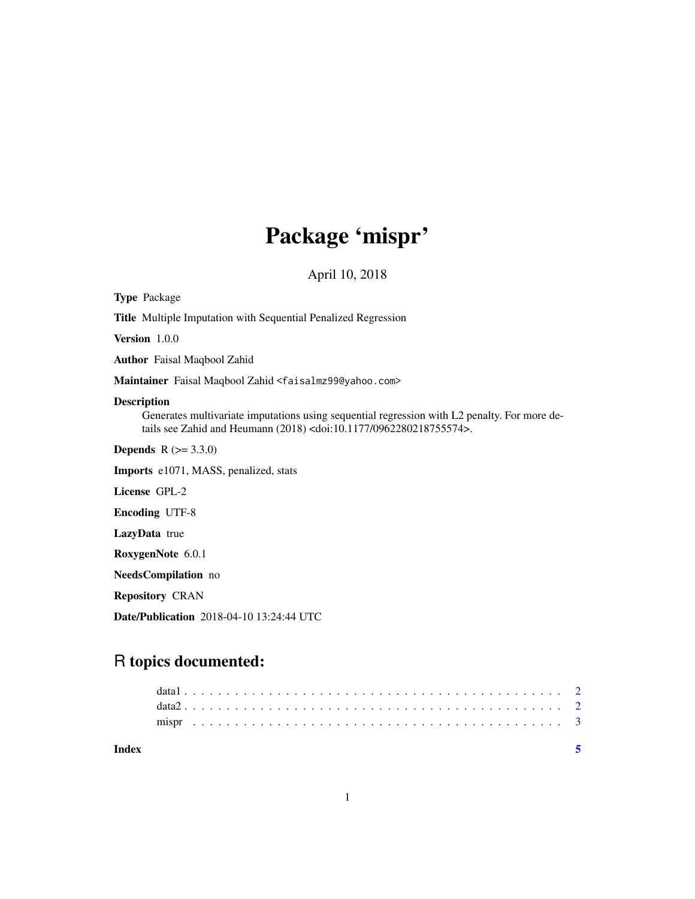# Package ‘mispr’

April 10, 2018

**Type** Package

**Title** Multiple Imputation with Sequential Penalized Regression

**Version** 1.0.0

**Author** Faisal Maqbool Zahid

**Maintainer** Faisal Maqbool Zahid <faisalmz99@yahoo.com>

**Description**
Generates multivariate imputations using sequential regression with L2 penalty. For more details see Zahid and Heumann (2018) <doi:10.1177/0962280218755574>.

**Depends** R (>= 3.3.0)

**Imports** e1071, MASS, penalized, stats

**License** GPL-2

**Encoding** UTF-8

**LazyData** true

**RoxygenNote** 6.0.1

**NeedsCompilation** no

**Repository** CRAN

**Date/Publication** 2018-04-10 13:24:44 UTC

## R topics documented:

data1 . . . . . . . . . . . . . . . . . . . . . . . . . . . . . . . . . . . . . . . . . . . 2
data2 . . . . . . . . . . . . . . . . . . . . . . . . . . . . . . . . . . . . . . . . . . . 2
mispr . . . . . . . . . . . . . . . . . . . . . . . . . . . . . . . . . . . . . . . . . . . 3

**Index** **5**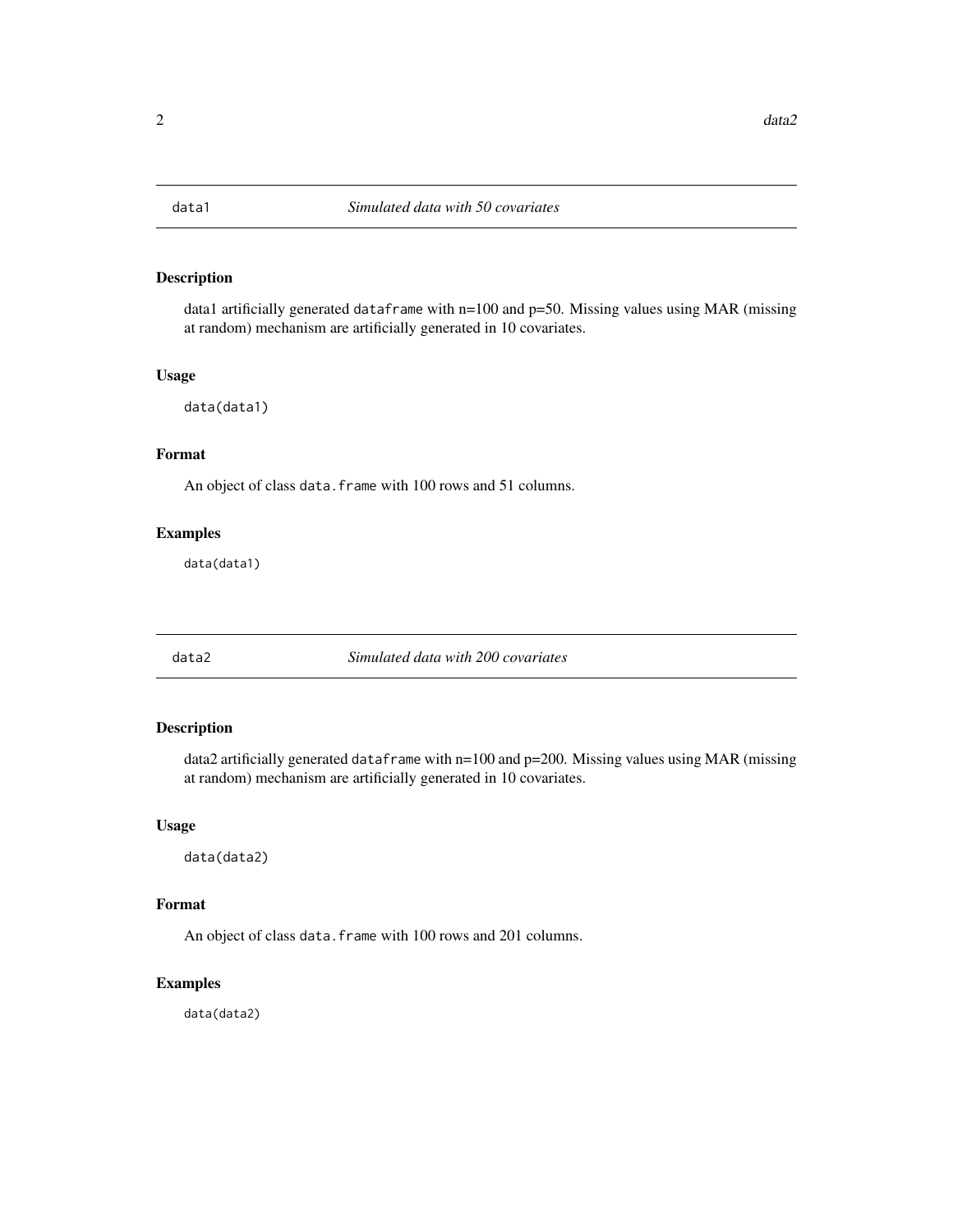## data1 — *Simulated data with 50 covariates*

### Description

data1 artificially generated `dataframe` with n=100 and p=50. Missing values using MAR (missing at random) mechanism are artificially generated in 10 covariates.

### Usage

```
data(data1)
```

### Format

An object of class `data.frame` with 100 rows and 51 columns.

### Examples

```
data(data1)
```

## data2 — *Simulated data with 200 covariates*

### Description

data2 artificially generated `dataframe` with n=100 and p=200. Missing values using MAR (missing at random) mechanism are artificially generated in 10 covariates.

### Usage

```
data(data2)
```

### Format

An object of class `data.frame` with 100 rows and 201 columns.

### Examples

```
data(data2)
```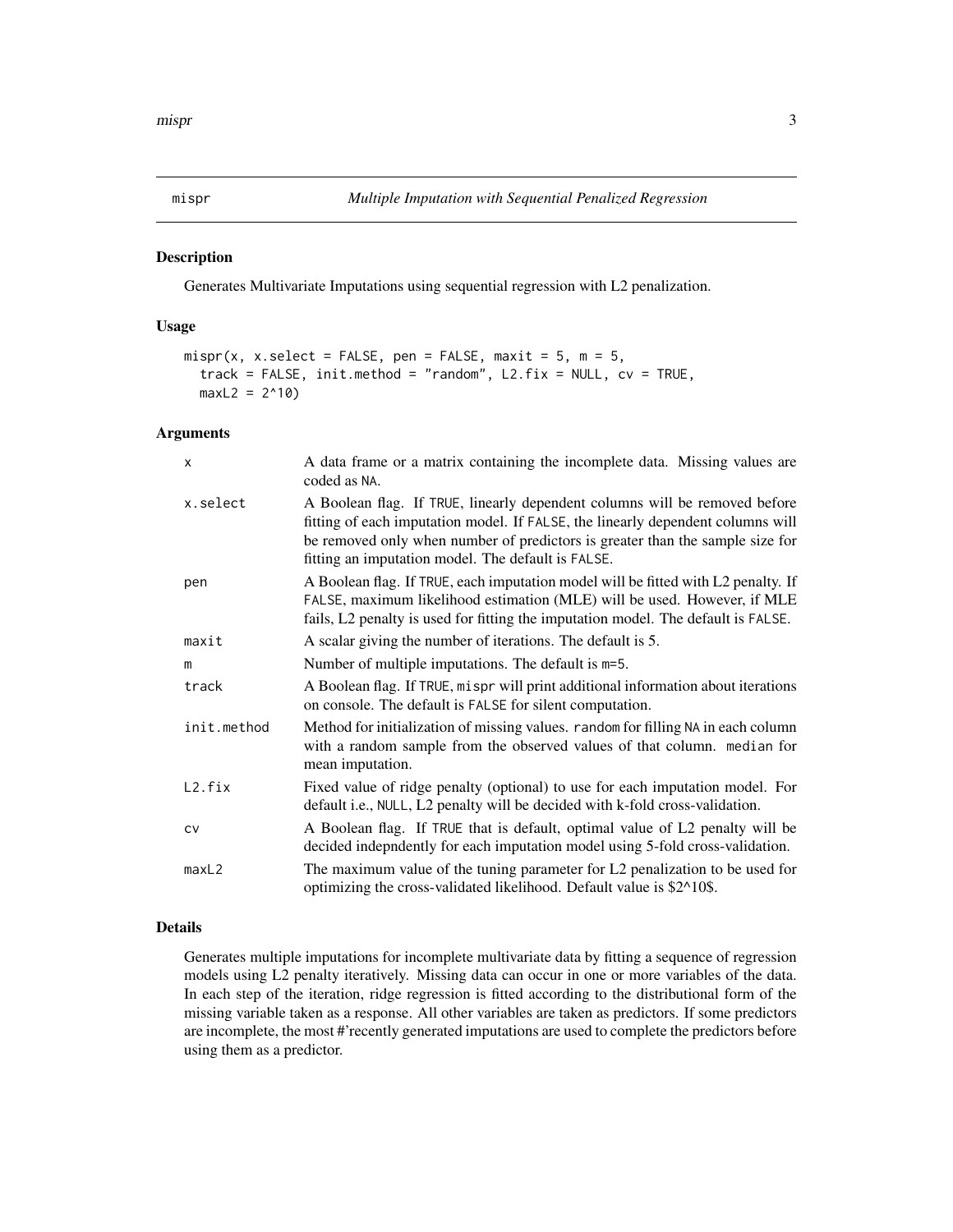mispr *Multiple Imputation with Sequential Penalized Regression*

### Description

Generates Multivariate Imputations using sequential regression with L2 penalization.

### Usage

```
mispr(x, x.select = FALSE, pen = FALSE, maxit = 5, m = 5,
  track = FALSE, init.method = "random", L2.fix = NULL, cv = TRUE,
  maxL2 = 2^10)
```

### Arguments

| | |
|---|---|
| x | A data frame or a matrix containing the incomplete data. Missing values are coded as NA. |
| x.select | A Boolean flag. If TRUE, linearly dependent columns will be removed before fitting of each imputation model. If FALSE, the linearly dependent columns will be removed only when number of predictors is greater than the sample size for fitting an imputation model. The default is FALSE. |
| pen | A Boolean flag. If TRUE, each imputation model will be fitted with L2 penalty. If FALSE, maximum likelihood estimation (MLE) will be used. However, if MLE fails, L2 penalty is used for fitting the imputation model. The default is FALSE. |
| maxit | A scalar giving the number of iterations. The default is 5. |
| m | Number of multiple imputations. The default is m=5. |
| track | A Boolean flag. If TRUE, mispr will print additional information about iterations on console. The default is FALSE for silent computation. |
| init.method | Method for initialization of missing values. random for filling NA in each column with a random sample from the observed values of that column. median for mean imputation. |
| L2.fix | Fixed value of ridge penalty (optional) to use for each imputation model. For default i.e., NULL, L2 penalty will be decided with k-fold cross-validation. |
| cv | A Boolean flag. If TRUE that is default, optimal value of L2 penalty will be decided indepndently for each imputation model using 5-fold cross-validation. |
| maxL2 | The maximum value of the tuning parameter for L2 penalization to be used for optimizing the cross-validated likelihood. Default value is $2^10$. |

### Details

Generates multiple imputations for incomplete multivariate data by fitting a sequence of regression models using L2 penalty iteratively. Missing data can occur in one or more variables of the data. In each step of the iteration, ridge regression is fitted according to the distributional form of the missing variable taken as a response. All other variables are taken as predictors. If some predictors are incomplete, the most #'recently generated imputations are used to complete the predictors before using them as a predictor.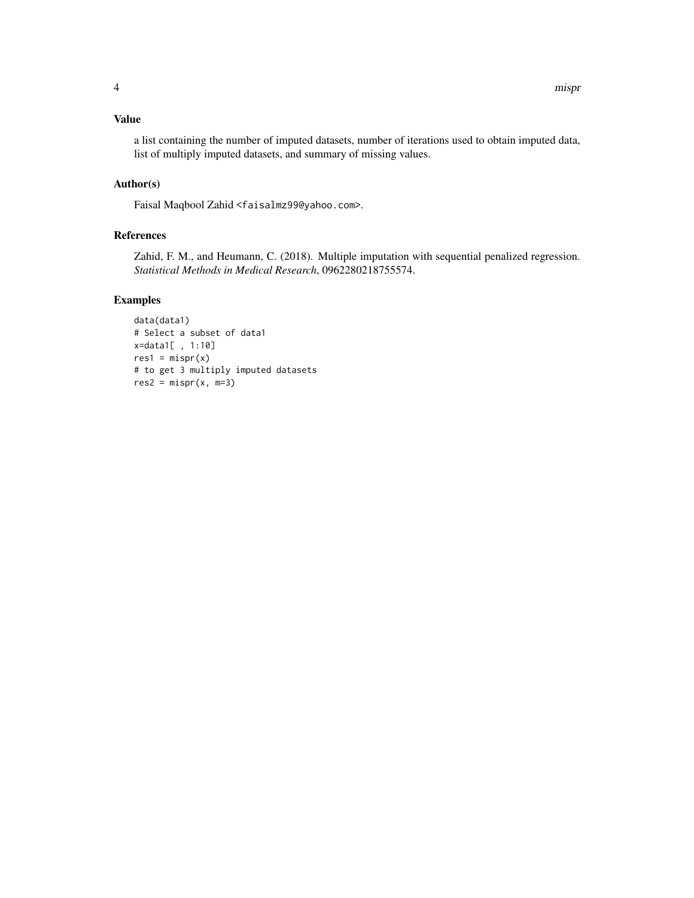## Value

a list containing the number of imputed datasets, number of iterations used to obtain imputed data, list of multiply imputed datasets, and summary of missing values.

## Author(s)

Faisal Maqbool Zahid <faisalmz99@yahoo.com>.

## References

Zahid, F. M., and Heumann, C. (2018). Multiple imputation with sequential penalized regression. *Statistical Methods in Medical Research*, 0962280218755574.

## Examples

```
data(data1)
# Select a subset of data1
x=data1[ , 1:10]
res1 = mispr(x)
# to get 3 multiply imputed datasets
res2 = mispr(x, m=3)
```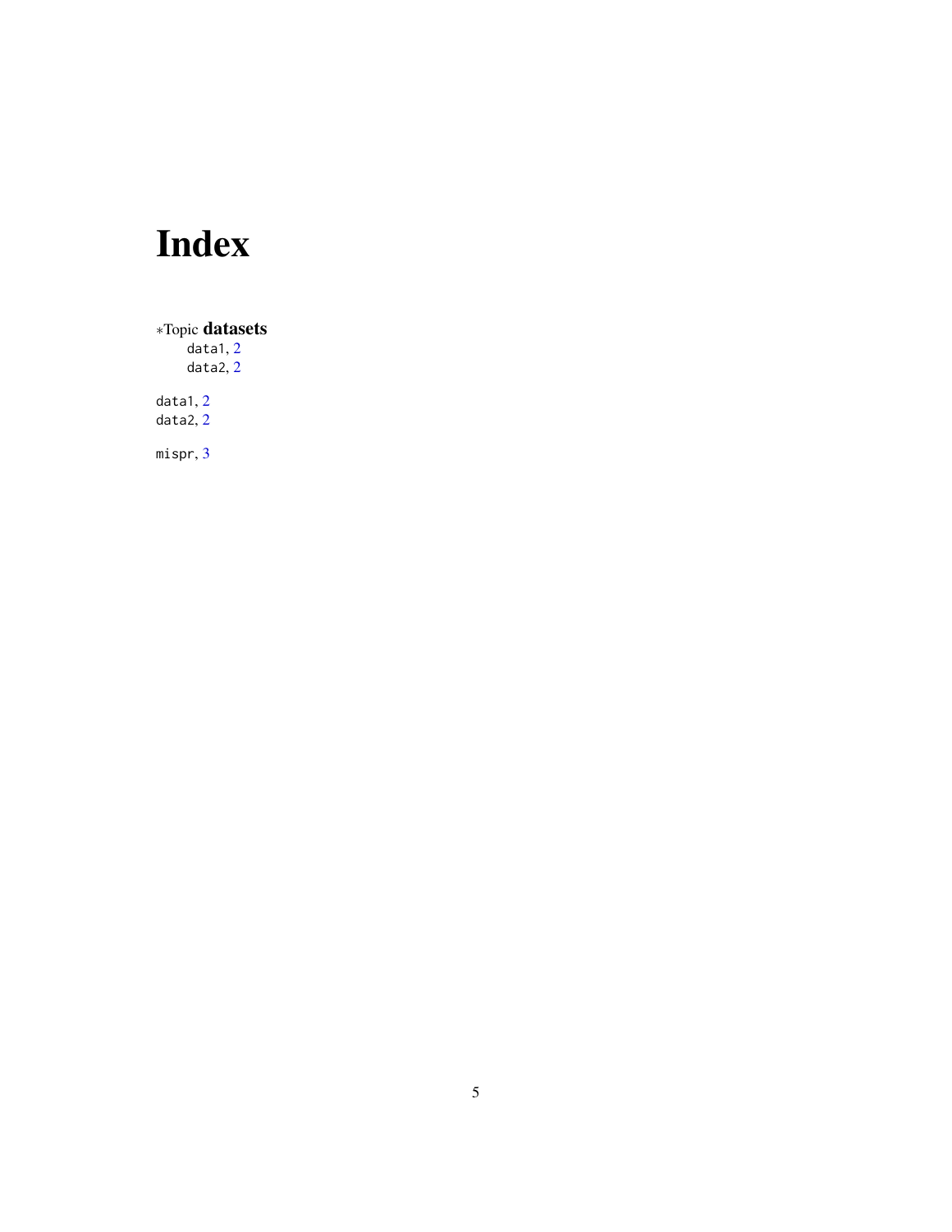# Index

*Topic **datasets**
  data1, 2
  data2, 2

data1, 2
data2, 2

mispr, 3